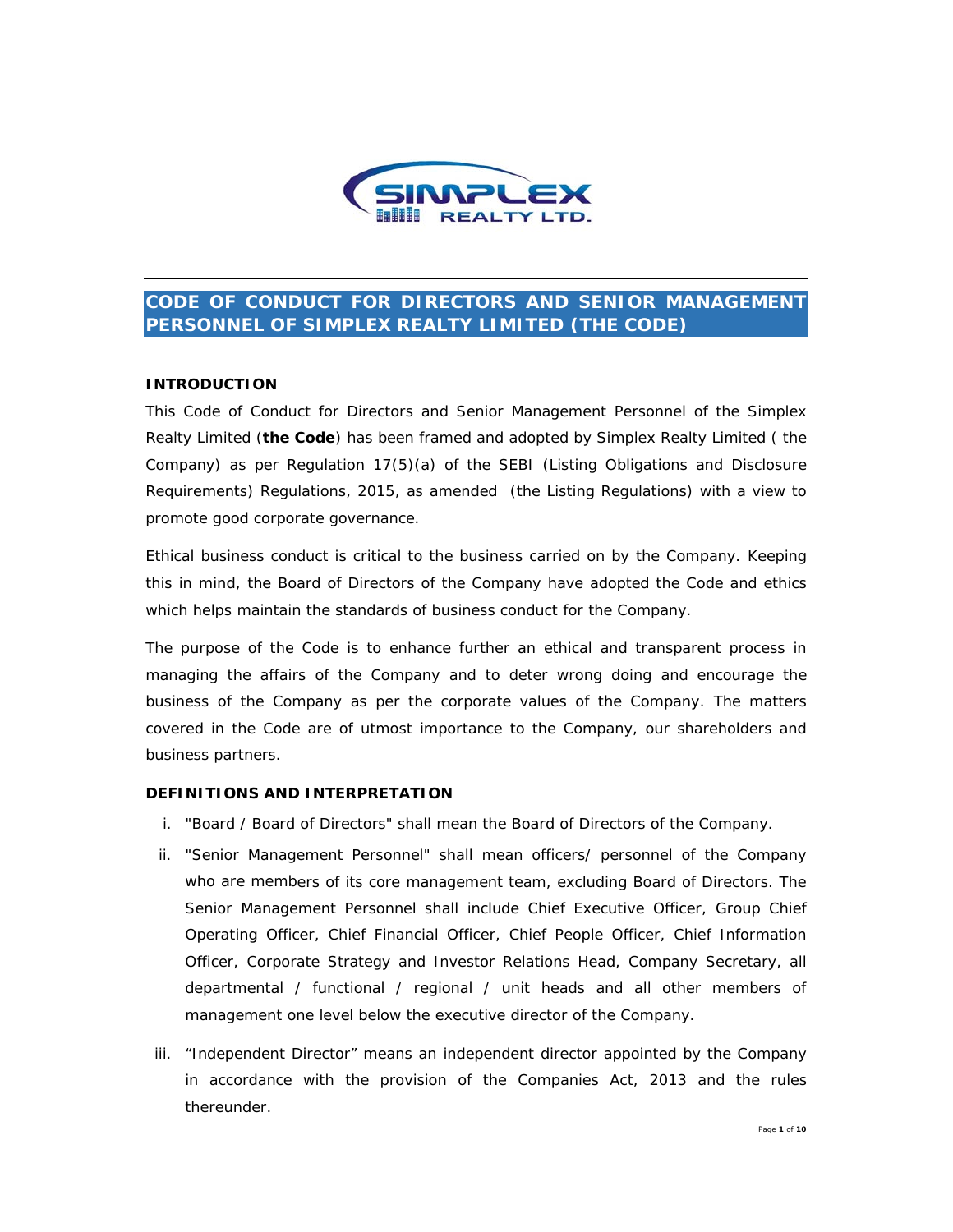# CODE OF CONDUCT FOR DIRECTORS AND SENIOR MANAGEMENT PERSONNEL OF SIMPLEX REALTY LIMITED (THE CODE)

## INTRODUCTION

This Code of Conduct for Directors and Senior Management Personnel of the Simplex Realty Limited (**the Code**) has been framed and adopted by Simplex Realty Limited ( the Company) as per Regulation 17(5)(a) of the SEBI (Listing Obligations and Disclosure Requirements) Regulations, 2015, as amended (the Listing Regulations) with a view to promote good corporate governance.

Ethical business conduct is critical to the business carried on by the Company. Keeping this in mind, the Board of Directors of the Company have adopted the Code and ethics which helps maintain the standards of business conduct for the Company.

The purpose of the Code is to enhance further an ethical and transparent process in managing the affairs of the Company and to deter wrong doing and encourage the business of the Company as per the corporate values of the Company. The matters covered in the Code are of utmost importance to the Company, our shareholders and business partners.

## DEFINITIONS AND INTERPRETATION

i. "Board / Board of Directors" shall mean the Board of Directors of the Company.

ii. "Senior Management Personnel" shall mean officers/ personnel of the Company who are members of its core management team, excluding Board of Directors. The Senior Management Personnel shall include Chief Executive Officer, Group Chief Operating Officer, Chief Financial Officer, Chief People Officer, Chief Information Officer, Corporate Strategy and Investor Relations Head, Company Secretary, all departmental / functional / regional / unit heads and all other members of management one level below the executive director of the Company.

iii. "Independent Director" means an independent director appointed by the Company in accordance with the provision of the Companies Act, 2013 and the rules thereunder.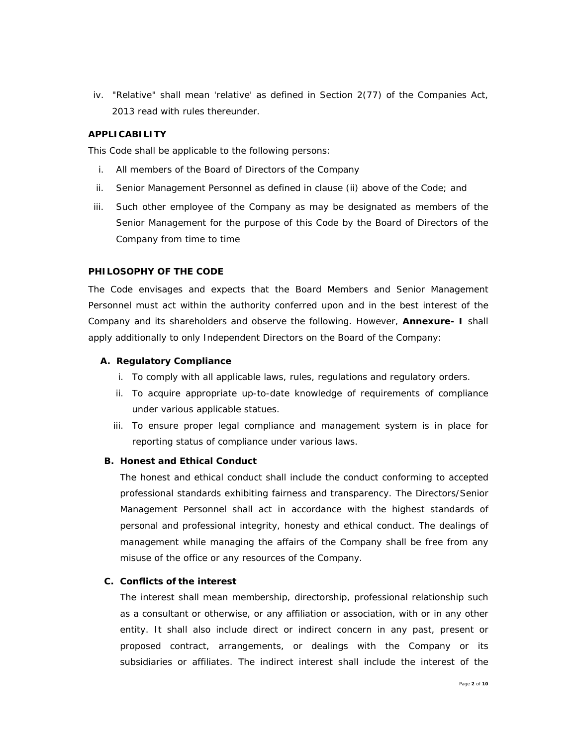iv. "Relative" shall mean 'relative' as defined in Section 2(77) of the Companies Act, 2013 read with rules thereunder.

**APPLICABILITY**

This Code shall be applicable to the following persons:

i. All members of the Board of Directors of the Company
ii. Senior Management Personnel as defined in clause (ii) above of the Code; and
iii. Such other employee of the Company as may be designated as members of the Senior Management for the purpose of this Code by the Board of Directors of the Company from time to time

**PHILOSOPHY OF THE CODE**

The Code envisages and expects that the Board Members and Senior Management Personnel must act within the authority conferred upon and in the best interest of the Company and its shareholders and observe the following. However, **Annexure- I** shall apply additionally to only Independent Directors on the Board of the Company:

**A. Regulatory Compliance**

i. To comply with all applicable laws, rules, regulations and regulatory orders.
ii. To acquire appropriate up-to-date knowledge of requirements of compliance under various applicable statues.
iii. To ensure proper legal compliance and management system is in place for reporting status of compliance under various laws.

**B. Honest and Ethical Conduct**

The honest and ethical conduct shall include the conduct conforming to accepted professional standards exhibiting fairness and transparency. The Directors/Senior Management Personnel shall act in accordance with the highest standards of personal and professional integrity, honesty and ethical conduct. The dealings of management while managing the affairs of the Company shall be free from any misuse of the office or any resources of the Company.

**C. Conflicts of the interest**

The interest shall mean membership, directorship, professional relationship such as a consultant or otherwise, or any affiliation or association, with or in any other entity. It shall also include direct or indirect concern in any past, present or proposed contract, arrangements, or dealings with the Company or its subsidiaries or affiliates. The indirect interest shall include the interest of the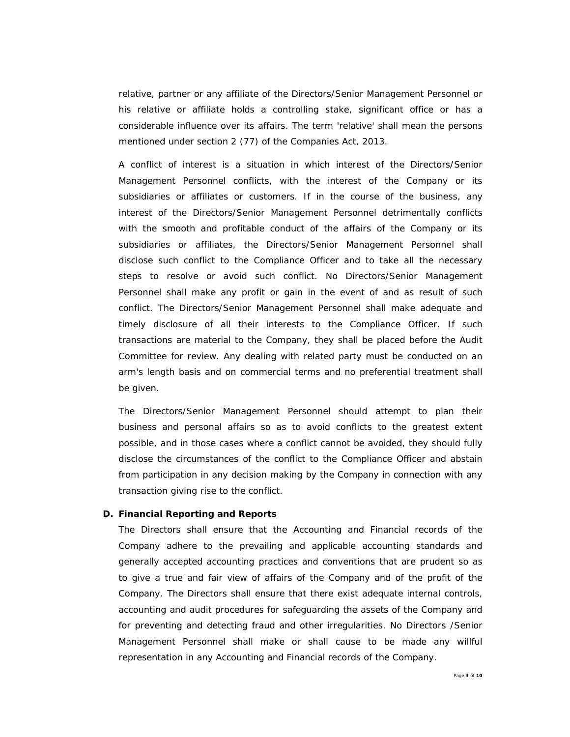relative, partner or any affiliate of the Directors/Senior Management Personnel or his relative or affiliate holds a controlling stake, significant office or has a considerable influence over its affairs. The term 'relative' shall mean the persons mentioned under section 2 (77) of the Companies Act, 2013.

A conflict of interest is a situation in which interest of the Directors/Senior Management Personnel conflicts, with the interest of the Company or its subsidiaries or affiliates or customers. If in the course of the business, any interest of the Directors/Senior Management Personnel detrimentally conflicts with the smooth and profitable conduct of the affairs of the Company or its subsidiaries or affiliates, the Directors/Senior Management Personnel shall disclose such conflict to the Compliance Officer and to take all the necessary steps to resolve or avoid such conflict. No Directors/Senior Management Personnel shall make any profit or gain in the event of and as result of such conflict. The Directors/Senior Management Personnel shall make adequate and timely disclosure of all their interests to the Compliance Officer. If such transactions are material to the Company, they shall be placed before the Audit Committee for review. Any dealing with related party must be conducted on an arm's length basis and on commercial terms and no preferential treatment shall be given.

The Directors/Senior Management Personnel should attempt to plan their business and personal affairs so as to avoid conflicts to the greatest extent possible, and in those cases where a conflict cannot be avoided, they should fully disclose the circumstances of the conflict to the Compliance Officer and abstain from participation in any decision making by the Company in connection with any transaction giving rise to the conflict.

**D. Financial Reporting and Reports**

The Directors shall ensure that the Accounting and Financial records of the Company adhere to the prevailing and applicable accounting standards and generally accepted accounting practices and conventions that are prudent so as to give a true and fair view of affairs of the Company and of the profit of the Company. The Directors shall ensure that there exist adequate internal controls, accounting and audit procedures for safeguarding the assets of the Company and for preventing and detecting fraud and other irregularities. No Directors /Senior Management Personnel shall make or shall cause to be made any willful representation in any Accounting and Financial records of the Company.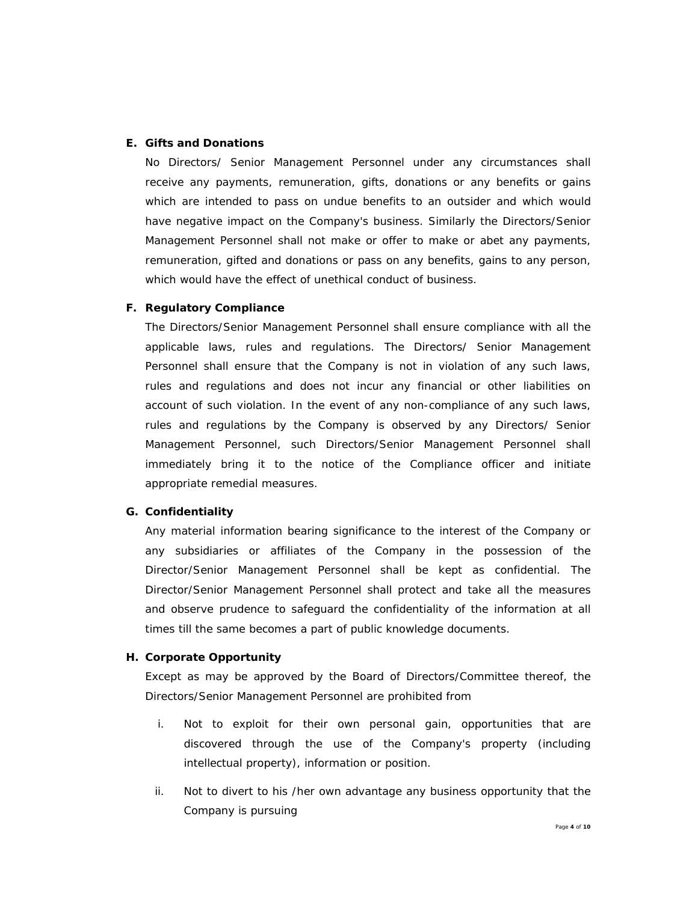**E. Gifts and Donations**

No Directors/ Senior Management Personnel under any circumstances shall receive any payments, remuneration, gifts, donations or any benefits or gains which are intended to pass on undue benefits to an outsider and which would have negative impact on the Company's business. Similarly the Directors/Senior Management Personnel shall not make or offer to make or abet any payments, remuneration, gifted and donations or pass on any benefits, gains to any person, which would have the effect of unethical conduct of business.

**F. Regulatory Compliance**

The Directors/Senior Management Personnel shall ensure compliance with all the applicable laws, rules and regulations. The Directors/ Senior Management Personnel shall ensure that the Company is not in violation of any such laws, rules and regulations and does not incur any financial or other liabilities on account of such violation. In the event of any non-compliance of any such laws, rules and regulations by the Company is observed by any Directors/ Senior Management Personnel, such Directors/Senior Management Personnel shall immediately bring it to the notice of the Compliance officer and initiate appropriate remedial measures.

**G. Confidentiality**

Any material information bearing significance to the interest of the Company or any subsidiaries or affiliates of the Company in the possession of the Director/Senior Management Personnel shall be kept as confidential. The Director/Senior Management Personnel shall protect and take all the measures and observe prudence to safeguard the confidentiality of the information at all times till the same becomes a part of public knowledge documents.

**H. Corporate Opportunity**

Except as may be approved by the Board of Directors/Committee thereof, the Directors/Senior Management Personnel are prohibited from

i. Not to exploit for their own personal gain, opportunities that are discovered through the use of the Company's property (including intellectual property), information or position.

ii. Not to divert to his /her own advantage any business opportunity that the Company is pursuing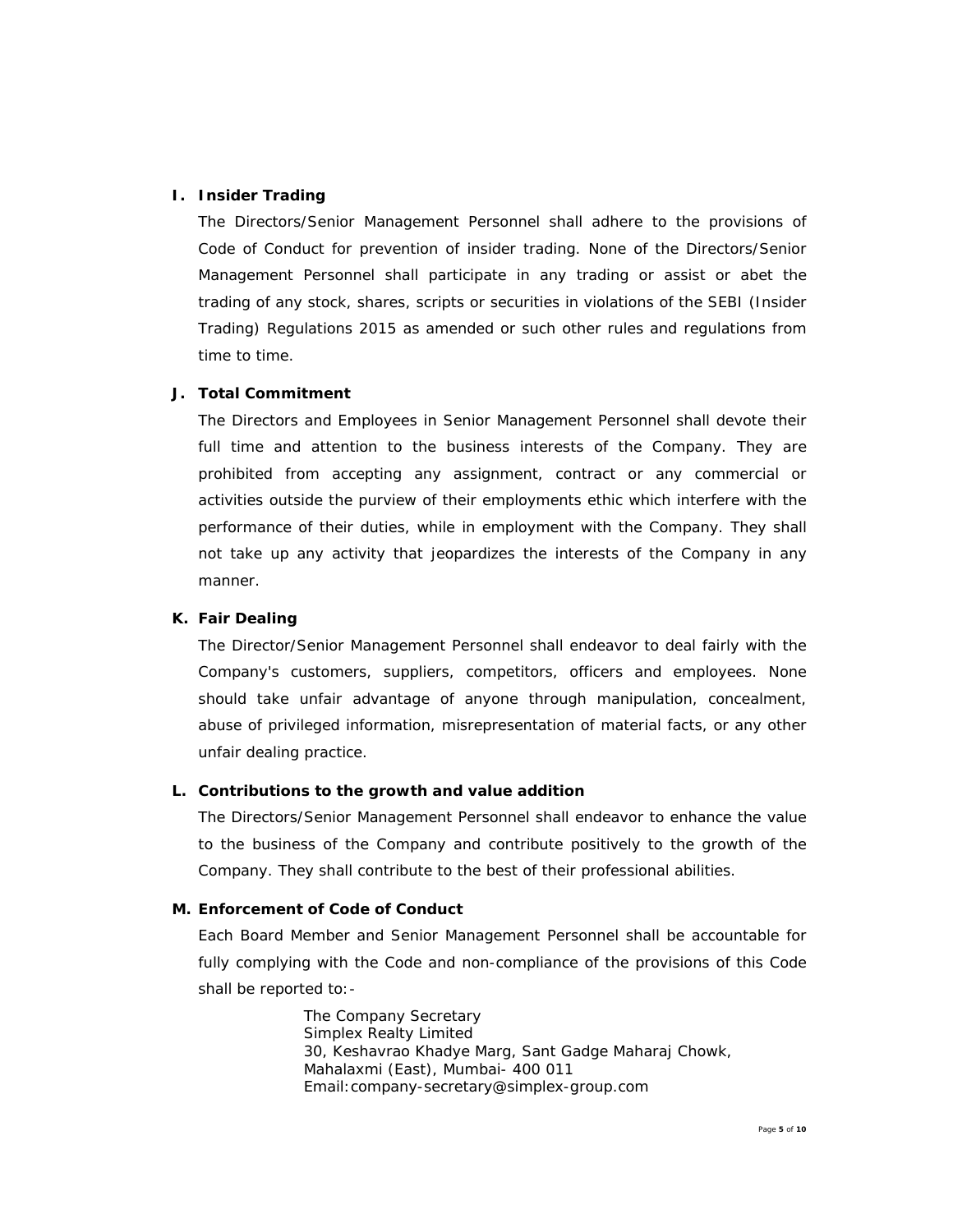**I. Insider Trading**

The Directors/Senior Management Personnel shall adhere to the provisions of Code of Conduct for prevention of insider trading. None of the Directors/Senior Management Personnel shall participate in any trading or assist or abet the trading of any stock, shares, scripts or securities in violations of the SEBI (Insider Trading) Regulations 2015 as amended or such other rules and regulations from time to time.

**J. Total Commitment**

The Directors and Employees in Senior Management Personnel shall devote their full time and attention to the business interests of the Company. They are prohibited from accepting any assignment, contract or any commercial or activities outside the purview of their employments ethic which interfere with the performance of their duties, while in employment with the Company. They shall not take up any activity that jeopardizes the interests of the Company in any manner.

**K. Fair Dealing**

The Director/Senior Management Personnel shall endeavor to deal fairly with the Company's customers, suppliers, competitors, officers and employees. None should take unfair advantage of anyone through manipulation, concealment, abuse of privileged information, misrepresentation of material facts, or any other unfair dealing practice.

**L. Contributions to the growth and value addition**

The Directors/Senior Management Personnel shall endeavor to enhance the value to the business of the Company and contribute positively to the growth of the Company. They shall contribute to the best of their professional abilities.

**M. Enforcement of Code of Conduct**

Each Board Member and Senior Management Personnel shall be accountable for fully complying with the Code and non-compliance of the provisions of this Code shall be reported to:-

The Company Secretary
Simplex Realty Limited
30, Keshavrao Khadye Marg, Sant Gadge Maharaj Chowk,
Mahalaxmi (East), Mumbai- 400 011
Email:company-secretary@simplex-group.com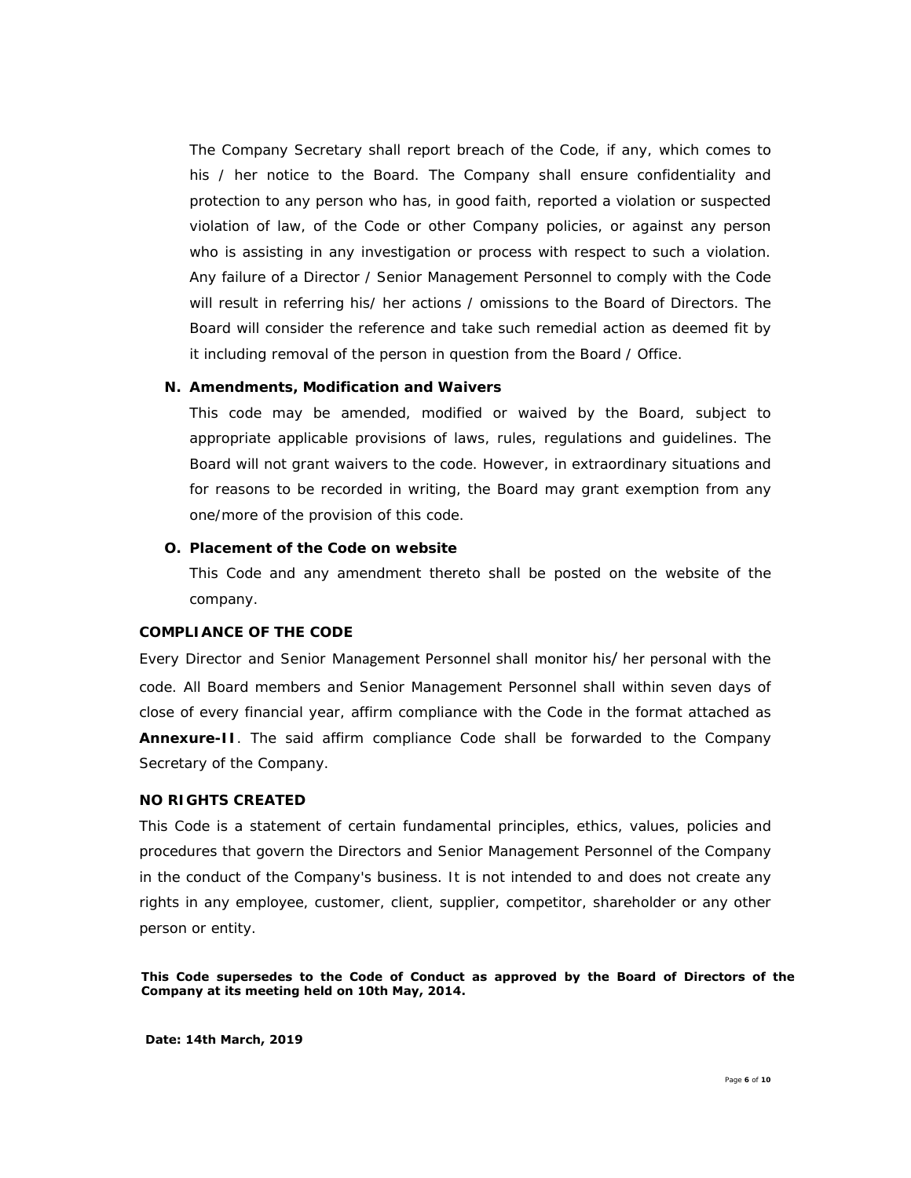The Company Secretary shall report breach of the Code, if any, which comes to his / her notice to the Board. The Company shall ensure confidentiality and protection to any person who has, in good faith, reported a violation or suspected violation of law, of the Code or other Company policies, or against any person who is assisting in any investigation or process with respect to such a violation. Any failure of a Director / Senior Management Personnel to comply with the Code will result in referring his/ her actions / omissions to the Board of Directors. The Board will consider the reference and take such remedial action as deemed fit by it including removal of the person in question from the Board / Office.

**N. Amendments, Modification and Waivers**

This code may be amended, modified or waived by the Board, subject to appropriate applicable provisions of laws, rules, regulations and guidelines. The Board will not grant waivers to the code. However, in extraordinary situations and for reasons to be recorded in writing, the Board may grant exemption from any one/more of the provision of this code.

**O. Placement of the Code on website**

This Code and any amendment thereto shall be posted on the website of the company.

**COMPLIANCE OF THE CODE**

Every Director and Senior Management Personnel shall monitor his/ her personal with the code. All Board members and Senior Management Personnel shall within seven days of close of every financial year, affirm compliance with the Code in the format attached as **Annexure-II**. The said affirm compliance Code shall be forwarded to the Company Secretary of the Company.

**NO RIGHTS CREATED**

This Code is a statement of certain fundamental principles, ethics, values, policies and procedures that govern the Directors and Senior Management Personnel of the Company in the conduct of the Company's business. It is not intended to and does not create any rights in any employee, customer, client, supplier, competitor, shareholder or any other person or entity.

**This Code supersedes to the Code of Conduct as approved by the Board of Directors of the Company at its meeting held on 10th May, 2014.**

**Date: 14th March, 2019**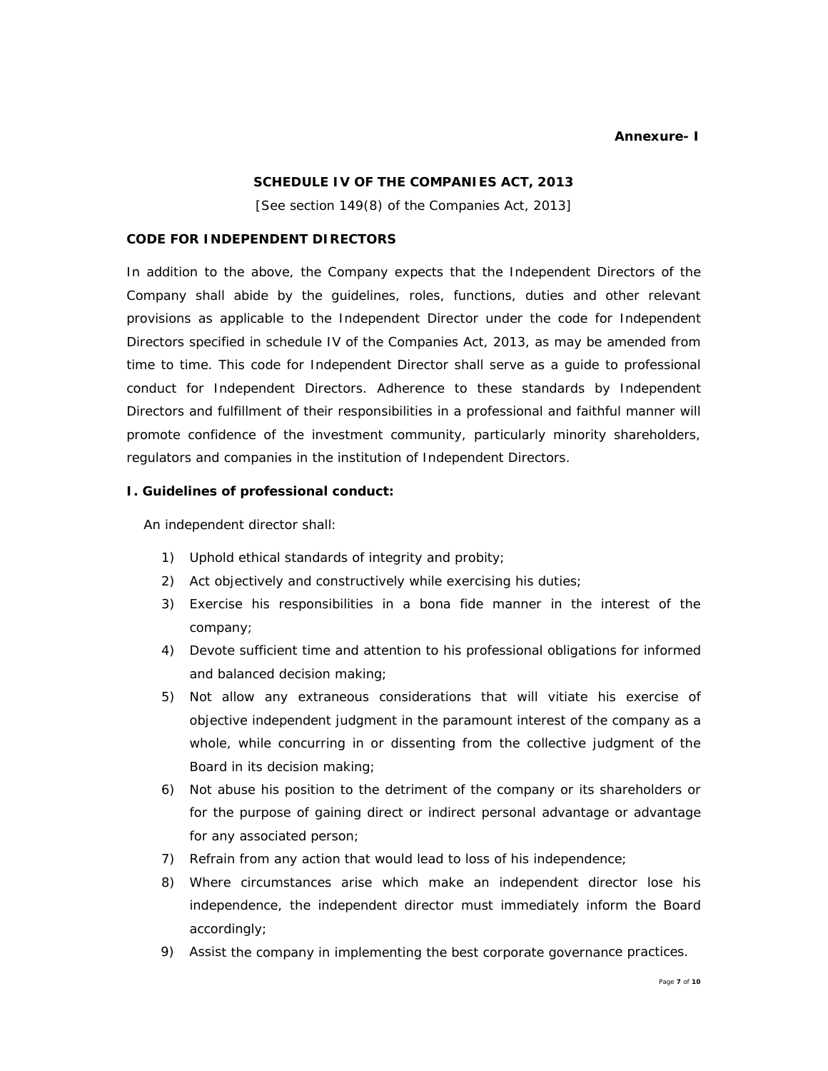**Annexure- I**

## SCHEDULE IV OF THE COMPANIES ACT, 2013

[See section 149(8) of the Companies Act, 2013]

### CODE FOR INDEPENDENT DIRECTORS

In addition to the above, the Company expects that the Independent Directors of the Company shall abide by the guidelines, roles, functions, duties and other relevant provisions as applicable to the Independent Director under the code for Independent Directors specified in schedule IV of the Companies Act, 2013, as may be amended from time to time. This code for Independent Director shall serve as a guide to professional conduct for Independent Directors. Adherence to these standards by Independent Directors and fulfillment of their responsibilities in a professional and faithful manner will promote confidence of the investment community, particularly minority shareholders, regulators and companies in the institution of Independent Directors.

### I. Guidelines of professional conduct:

An independent director shall:

1) Uphold ethical standards of integrity and probity;
2) Act objectively and constructively while exercising his duties;
3) Exercise his responsibilities in a bona fide manner in the interest of the company;
4) Devote sufficient time and attention to his professional obligations for informed and balanced decision making;
5) Not allow any extraneous considerations that will vitiate his exercise of objective independent judgment in the paramount interest of the company as a whole, while concurring in or dissenting from the collective judgment of the Board in its decision making;
6) Not abuse his position to the detriment of the company or its shareholders or for the purpose of gaining direct or indirect personal advantage or advantage for any associated person;
7) Refrain from any action that would lead to loss of his independence;
8) Where circumstances arise which make an independent director lose his independence, the independent director must immediately inform the Board accordingly;
9) Assist the company in implementing the best corporate governance practices.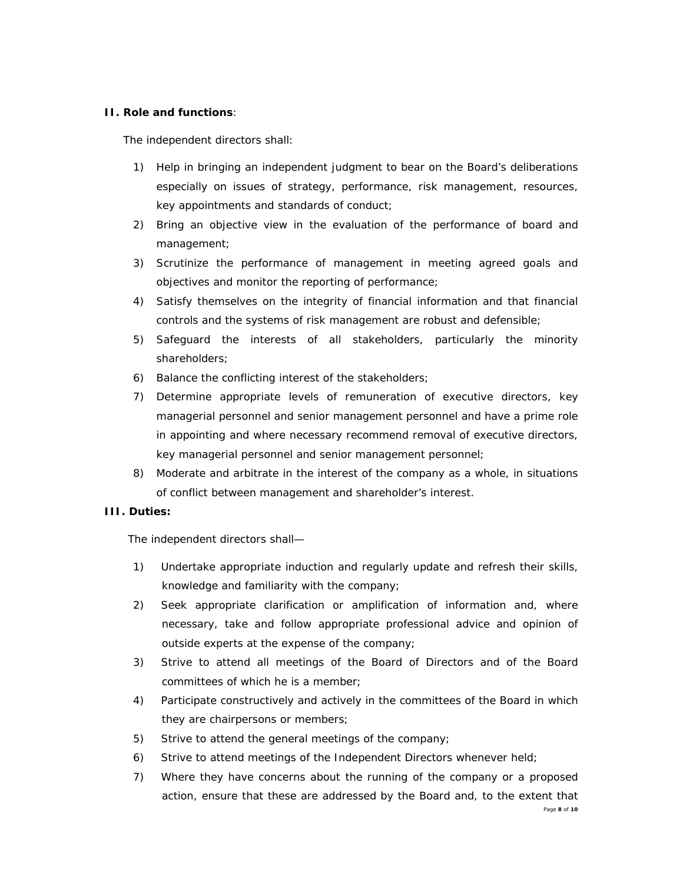**II. Role and functions**:

The independent directors shall:

1) Help in bringing an independent judgment to bear on the Board's deliberations especially on issues of strategy, performance, risk management, resources, key appointments and standards of conduct;
2) Bring an objective view in the evaluation of the performance of board and management;
3) Scrutinize the performance of management in meeting agreed goals and objectives and monitor the reporting of performance;
4) Satisfy themselves on the integrity of financial information and that financial controls and the systems of risk management are robust and defensible;
5) Safeguard the interests of all stakeholders, particularly the minority shareholders;
6) Balance the conflicting interest of the stakeholders;
7) Determine appropriate levels of remuneration of executive directors, key managerial personnel and senior management personnel and have a prime role in appointing and where necessary recommend removal of executive directors, key managerial personnel and senior management personnel;
8) Moderate and arbitrate in the interest of the company as a whole, in situations of conflict between management and shareholder's interest.

**III. Duties:**

The independent directors shall—

1) Undertake appropriate induction and regularly update and refresh their skills, knowledge and familiarity with the company;
2) Seek appropriate clarification or amplification of information and, where necessary, take and follow appropriate professional advice and opinion of outside experts at the expense of the company;
3) Strive to attend all meetings of the Board of Directors and of the Board committees of which he is a member;
4) Participate constructively and actively in the committees of the Board in which they are chairpersons or members;
5) Strive to attend the general meetings of the company;
6) Strive to attend meetings of the Independent Directors whenever held;
7) Where they have concerns about the running of the company or a proposed action, ensure that these are addressed by the Board and, to the extent that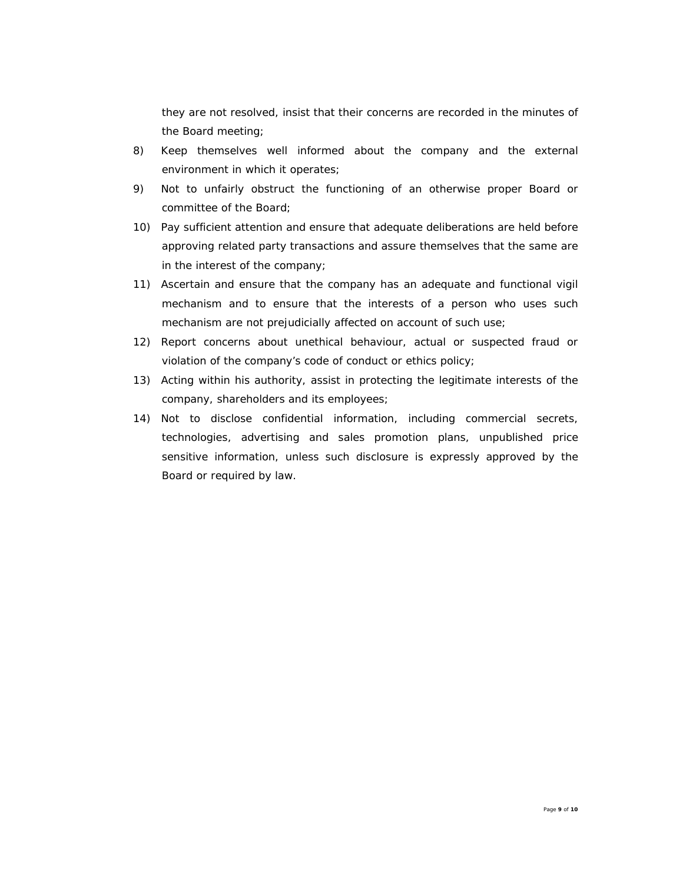they are not resolved, insist that their concerns are recorded in the minutes of the Board meeting;

8) Keep themselves well informed about the company and the external environment in which it operates;

9) Not to unfairly obstruct the functioning of an otherwise proper Board or committee of the Board;

10) Pay sufficient attention and ensure that adequate deliberations are held before approving related party transactions and assure themselves that the same are in the interest of the company;

11) Ascertain and ensure that the company has an adequate and functional vigil mechanism and to ensure that the interests of a person who uses such mechanism are not prejudicially affected on account of such use;

12) Report concerns about unethical behaviour, actual or suspected fraud or violation of the company's code of conduct or ethics policy;

13) Acting within his authority, assist in protecting the legitimate interests of the company, shareholders and its employees;

14) Not to disclose confidential information, including commercial secrets, technologies, advertising and sales promotion plans, unpublished price sensitive information, unless such disclosure is expressly approved by the Board or required by law.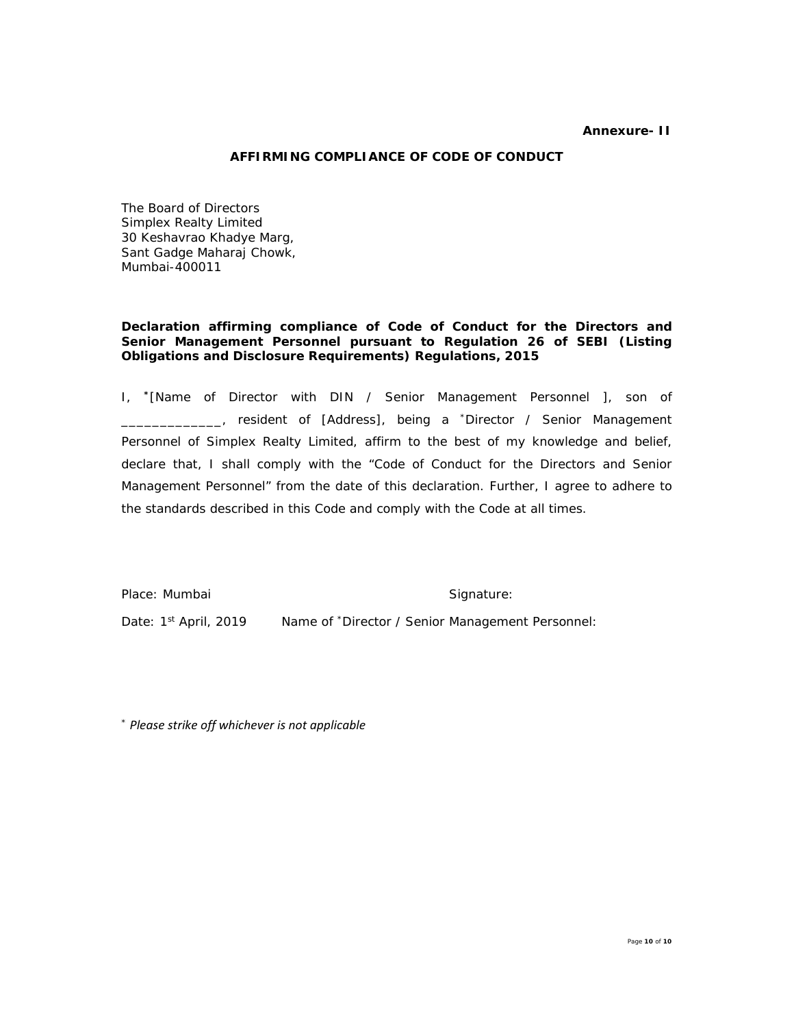**Annexure- II**

## AFFIRMING COMPLIANCE OF CODE OF CONDUCT

The Board of Directors
Simplex Realty Limited
30 Keshavrao Khadye Marg,
Sant Gadge Maharaj Chowk,
Mumbai-400011

**Declaration affirming compliance of Code of Conduct for the Directors and Senior Management Personnel pursuant to Regulation 26 of SEBI (Listing Obligations and Disclosure Requirements) Regulations, 2015**

I, *[Name of Director with DIN / Senior Management Personnel ], son of _____________, resident of [Address], being a *Director / Senior Management Personnel of Simplex Realty Limited, affirm to the best of my knowledge and belief, declare that, I shall comply with the "Code of Conduct for the Directors and Senior Management Personnel" from the date of this declaration. Further, I agree to adhere to the standards described in this Code and comply with the Code at all times.

Place: Mumbai                                        Signature:

Date: 1st April, 2019        Name of *Director / Senior Management Personnel:

* *Please strike off whichever is not applicable*